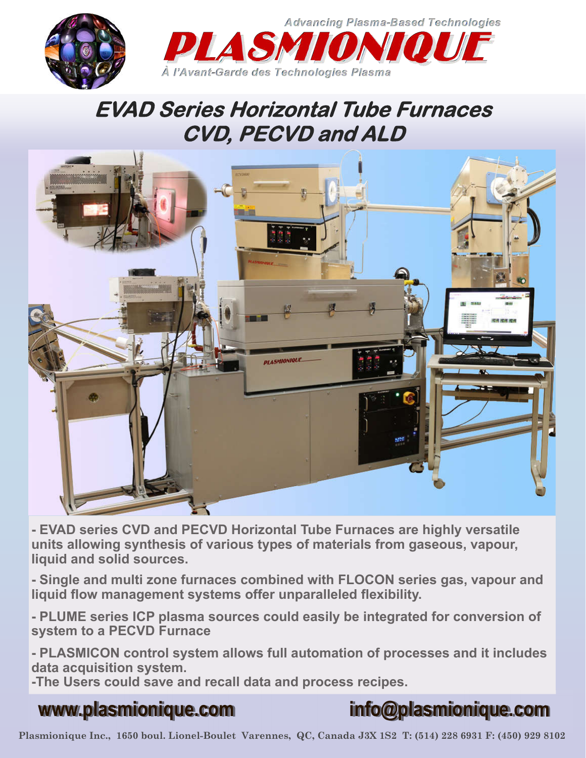Advancing Plasma-Based Technologies

# PLASMIONIQUE

*À l'Avant-Garde des Technologies Plasma*

## EVAD Series Horizontal Tube Furnaces CVD, PECVD and ALD

**- EVAD series CVD and PECVD Horizontal Tube Furnaces are highly versatile units allowing synthesis of various types of materials from gaseous, vapour, liquid and solid sources.**

**- Single and multi zone furnaces combined with FLOCON series gas, vapour and liquid flow management systems offer unparalleled flexibility.**

**- PLUME series ICP plasma sources could easily be integrated for conversion of system to a PECVD Furnace**

**- PLASMICON control system allows full automation of processes and it includes data acquisition system.**
**-The Users could save and recall data and process recipes.**

**www.plasmionique.com** **info@plasmionique.com**

Plasmionique Inc., 1650 boul. Lionel-Boulet Varennes, QC, Canada J3X 1S2 T: (514) 228 6931 F: (450) 929 8102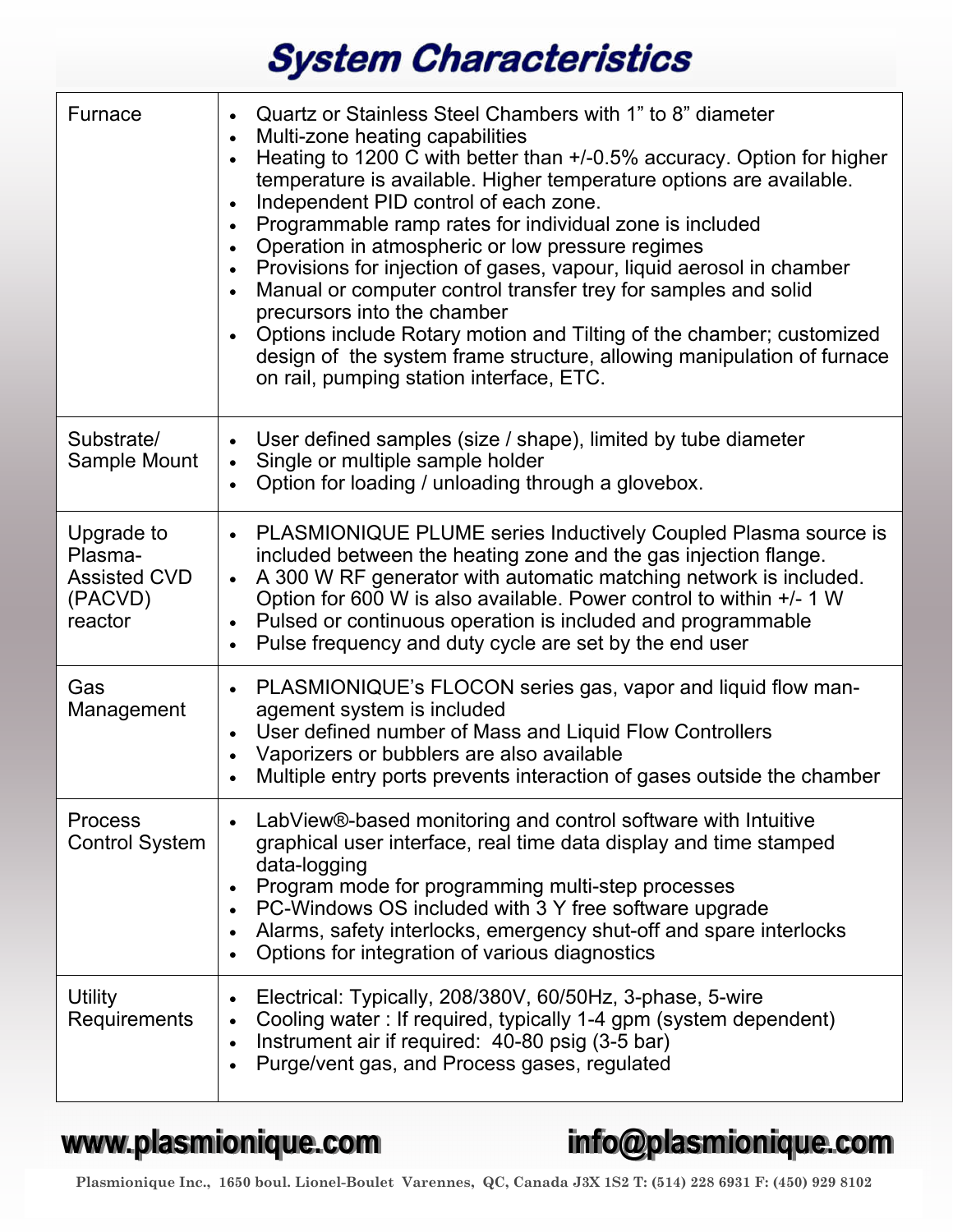# System Characteristics

| | |
|---|---|
| Furnace | • Quartz or Stainless Steel Chambers with 1" to 8" diameter<br>• Multi-zone heating capabilities<br>• Heating to 1200 C with better than +/-0.5% accuracy. Option for higher temperature is available. Higher temperature options are available.<br>• Independent PID control of each zone.<br>• Programmable ramp rates for individual zone is included<br>• Operation in atmospheric or low pressure regimes<br>• Provisions for injection of gases, vapour, liquid aerosol in chamber<br>• Manual or computer control transfer trey for samples and solid precursors into the chamber<br>• Options include Rotary motion and Tilting of the chamber; customized design of the system frame structure, allowing manipulation of furnace on rail, pumping station interface, ETC. |
| Substrate/ Sample Mount | • User defined samples (size / shape), limited by tube diameter<br>• Single or multiple sample holder<br>• Option for loading / unloading through a glovebox. |
| Upgrade to Plasma-Assisted CVD (PACVD) reactor | • PLASMIONIQUE PLUME series Inductively Coupled Plasma source is included between the heating zone and the gas injection flange.<br>• A 300 W RF generator with automatic matching network is included. Option for 600 W is also available. Power control to within +/- 1 W<br>• Pulsed or continuous operation is included and programmable<br>• Pulse frequency and duty cycle are set by the end user |
| Gas Management | • PLASMIONIQUE's FLOCON series gas, vapor and liquid flow management system is included<br>• User defined number of Mass and Liquid Flow Controllers<br>• Vaporizers or bubblers are also available<br>• Multiple entry ports prevents interaction of gases outside the chamber |
| Process Control System | • LabView®-based monitoring and control software with Intuitive graphical user interface, real time data display and time stamped data-logging<br>• Program mode for programming multi-step processes<br>• PC-Windows OS included with 3 Y free software upgrade<br>• Alarms, safety interlocks, emergency shut-off and spare interlocks<br>• Options for integration of various diagnostics |
| Utility Requirements | • Electrical: Typically, 208/380V, 60/50Hz, 3-phase, 5-wire<br>• Cooling water : If required, typically 1-4 gpm (system dependent)<br>• Instrument air if required: 40-80 psig (3-5 bar)<br>• Purge/vent gas, and Process gases, regulated |

**www.plasmionique.com** **info@plasmionique.com**

**Plasmionique Inc., 1650 boul. Lionel-Boulet Varennes, QC, Canada J3X 1S2 T: (514) 228 6931 F: (450) 929 8102**